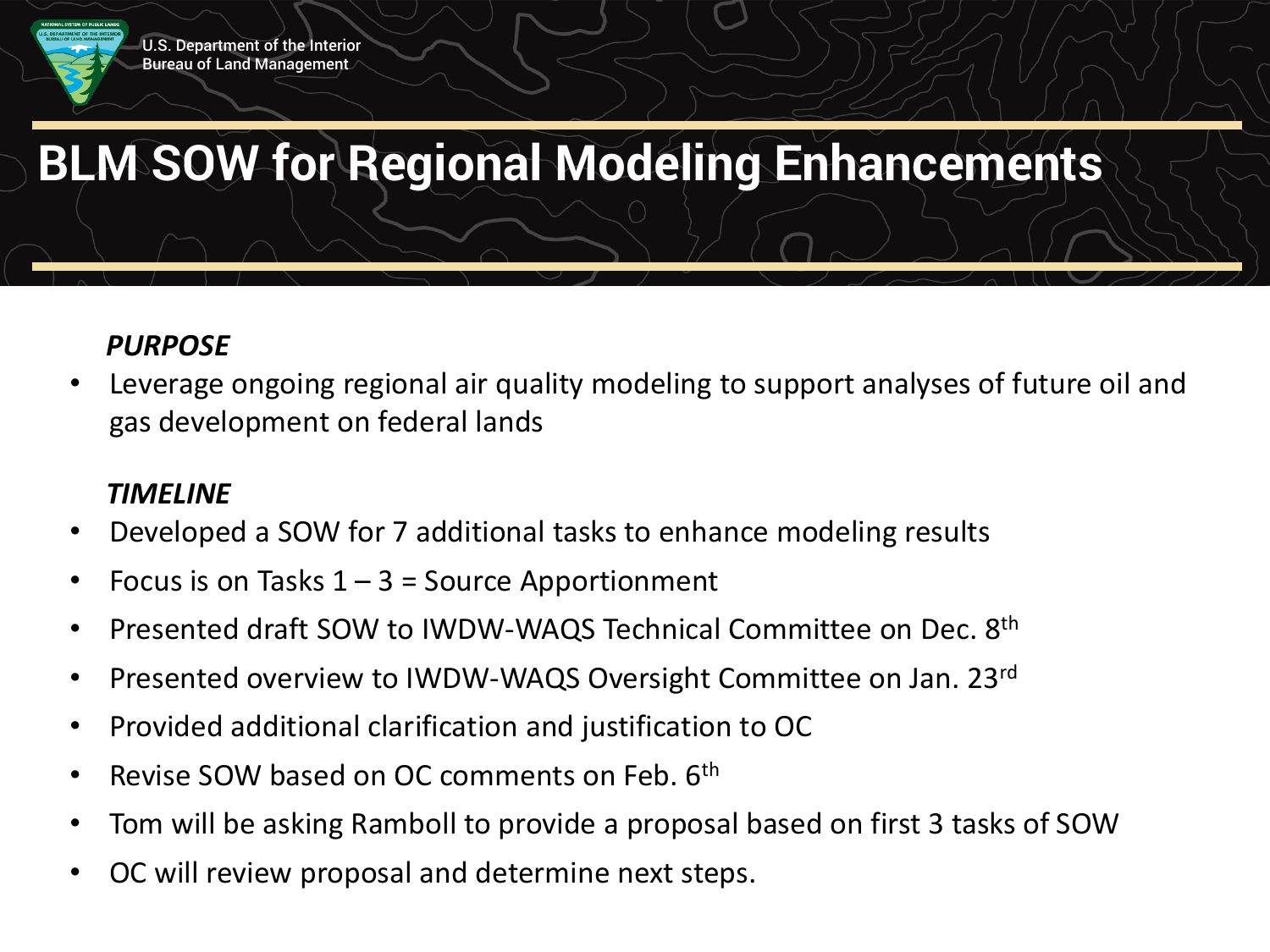U.S. Department of the Interior
Bureau of Land Management

# BLM SOW for Regional Modeling Enhancements

***PURPOSE***

- Leverage ongoing regional air quality modeling to support analyses of future oil and gas development on federal lands

***TIMELINE***

- Developed a SOW for 7 additional tasks to enhance modeling results
- Focus is on Tasks 1 – 3 = Source Apportionment
- Presented draft SOW to IWDW-WAQS Technical Committee on Dec. 8th
- Presented overview to IWDW-WAQS Oversight Committee on Jan. 23rd
- Provided additional clarification and justification to OC
- Revise SOW based on OC comments on Feb. 6th
- Tom will be asking Ramboll to provide a proposal based on first 3 tasks of SOW
- OC will review proposal and determine next steps.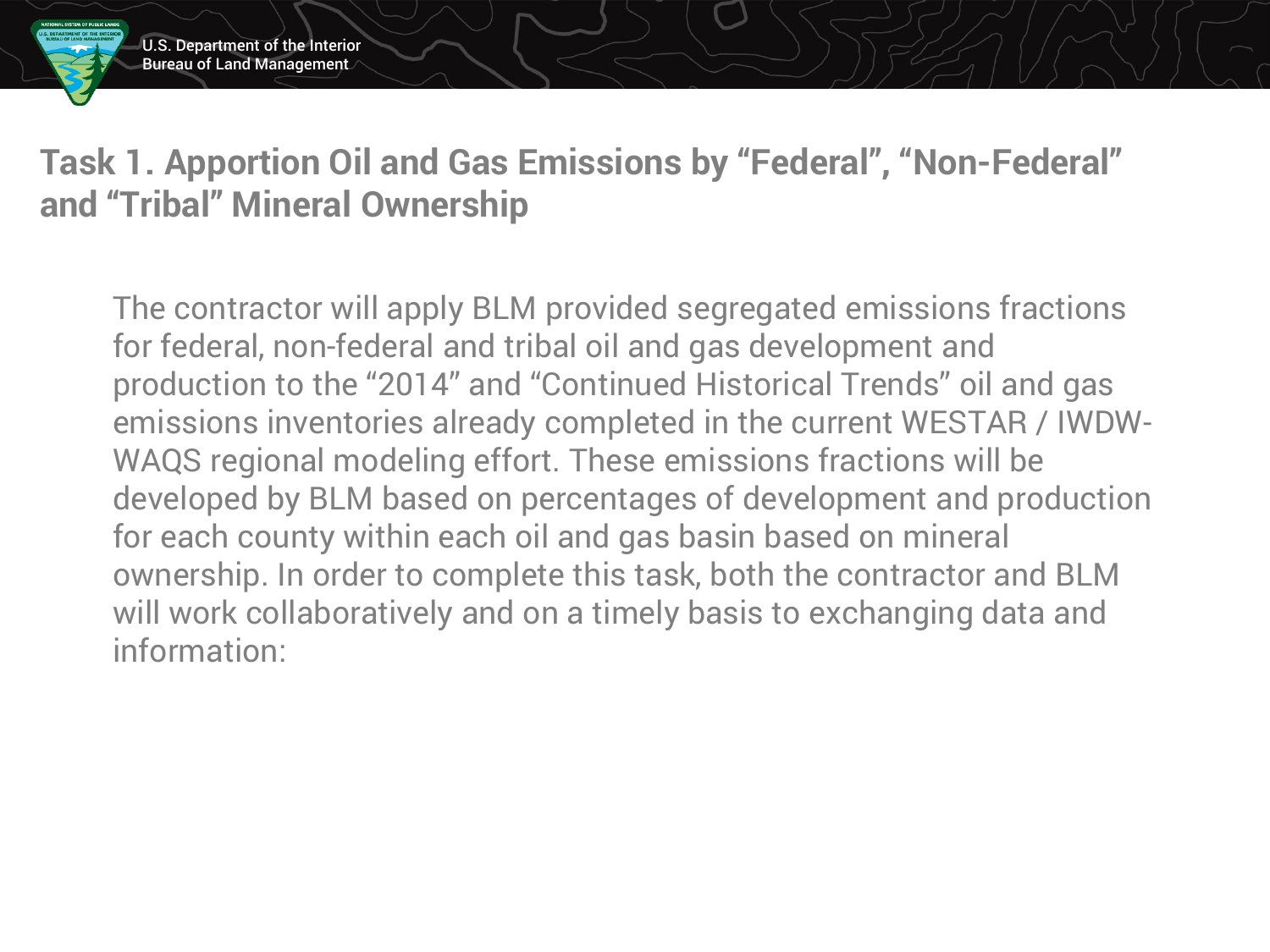## Task 1. Apportion Oil and Gas Emissions by “Federal”, “Non-Federal” and “Tribal” Mineral Ownership

The contractor will apply BLM provided segregated emissions fractions for federal, non-federal and tribal oil and gas development and production to the “2014” and “Continued Historical Trends” oil and gas emissions inventories already completed in the current WESTAR / IWDW-WAQS regional modeling effort. These emissions fractions will be developed by BLM based on percentages of development and production for each county within each oil and gas basin based on mineral ownership. In order to complete this task, both the contractor and BLM will work collaboratively and on a timely basis to exchanging data and information: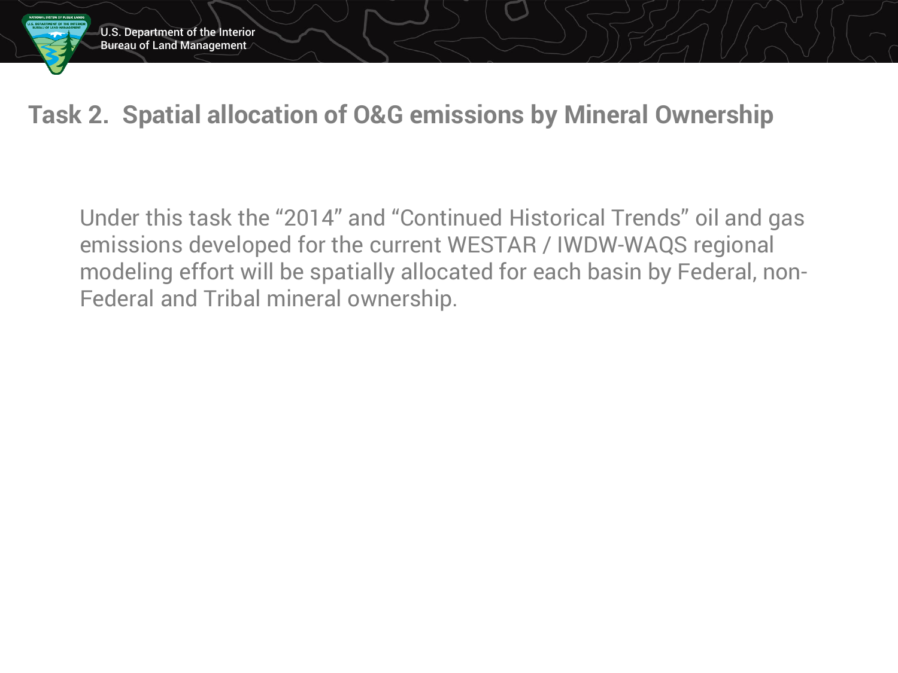# Task 2. Spatial allocation of O&G emissions by Mineral Ownership

Under this task the “2014” and “Continued Historical Trends” oil and gas emissions developed for the current WESTAR / IWDW-WAQS regional modeling effort will be spatially allocated for each basin by Federal, non-Federal and Tribal mineral ownership.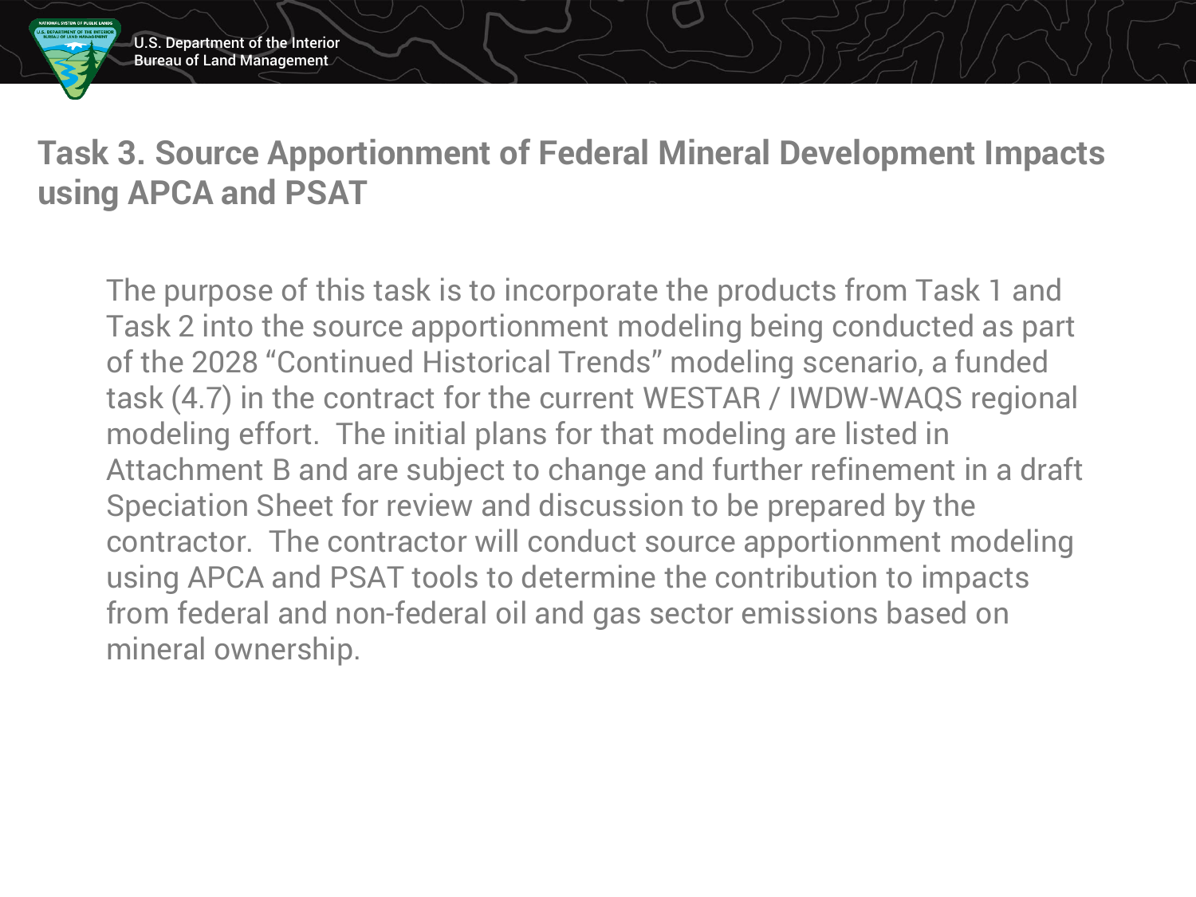# Task 3. Source Apportionment of Federal Mineral Development Impacts using APCA and PSAT

The purpose of this task is to incorporate the products from Task 1 and Task 2 into the source apportionment modeling being conducted as part of the 2028 "Continued Historical Trends" modeling scenario, a funded task (4.7) in the contract for the current WESTAR / IWDW-WAQS regional modeling effort. The initial plans for that modeling are listed in Attachment B and are subject to change and further refinement in a draft Speciation Sheet for review and discussion to be prepared by the contractor. The contractor will conduct source apportionment modeling using APCA and PSAT tools to determine the contribution to impacts from federal and non-federal oil and gas sector emissions based on mineral ownership.